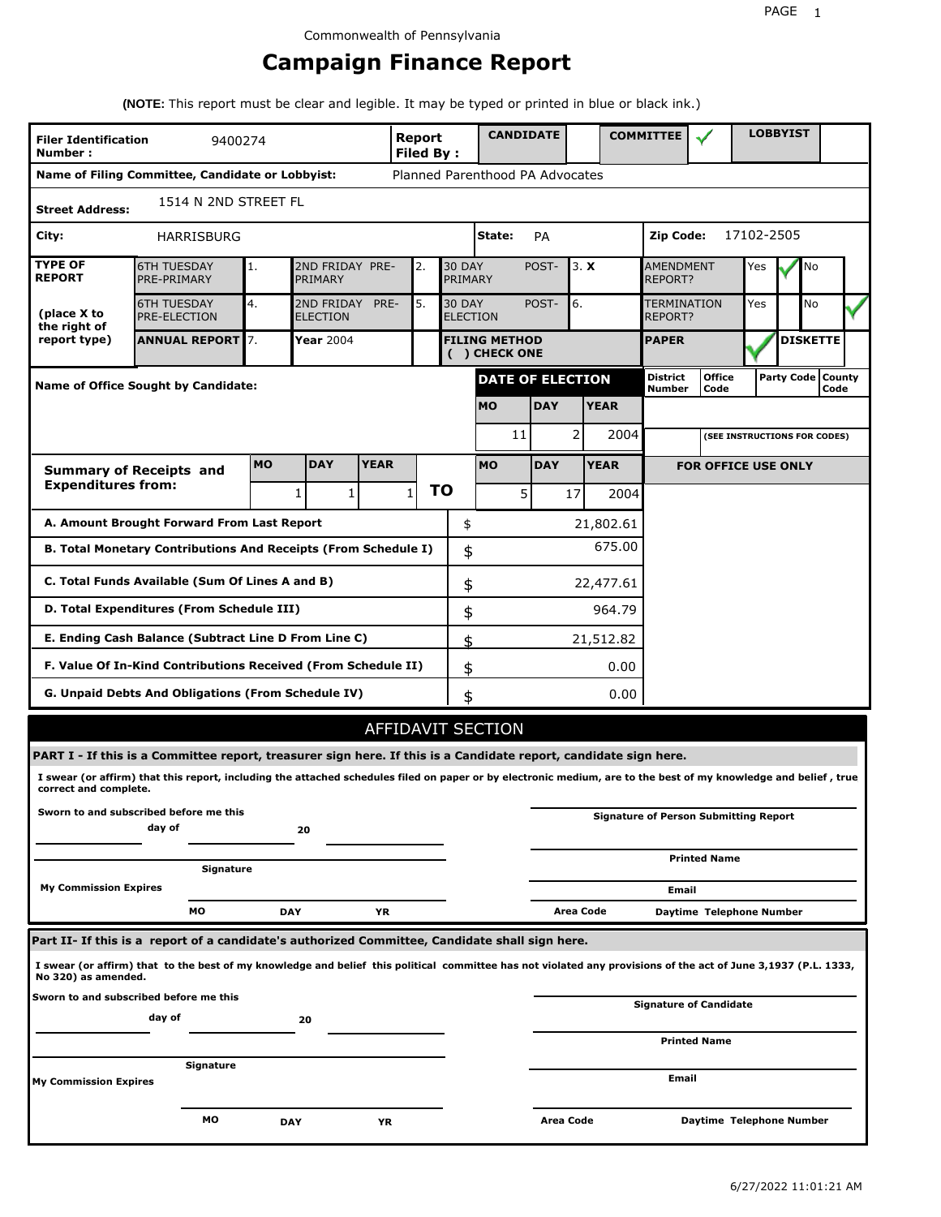Commonwealth of Pennsylvania

# Campaign Finance Report

**(NOTE:** This report must be clear and legible. It may be typed or printed in blue or black ink.)

| **Filer Identification Number :** | 9400274 | **Report Filed By :** | **CANDIDATE** | | **COMMITTEE** | ✓ | **LOBBYIST** | |
|---|---|---|---|---|---|---|---|---|

**Name of Filing Committee, Candidate or Lobbyist:** Planned Parenthood PA Advocates

**Street Address:** 1514 N 2ND STREET FL

**City:** HARRISBURG **State:** PA **Zip Code:** 17102-2505

| **TYPE OF REPORT** | 6TH TUESDAY PRE-PRIMARY | 1. | 2ND FRIDAY PRE-PRIMARY | 2. | 30 DAY POST-PRIMARY | 3. X | AMENDMENT REPORT? | Yes ✓ | No |
|---|---|---|---|---|---|---|---|---|---|
| **(place X to the right of report type)** | 6TH TUESDAY PRE-ELECTION | 4. | 2ND FRIDAY PRE-ELECTION | 5. | 30 DAY POST-ELECTION | 6. | TERMINATION REPORT? | Yes | No ✓ |
| | **ANNUAL REPORT** | 7. | **Year** 2004 | | **FILING METHOD ( ) CHECK ONE** | | **PAPER** | ✓ | **DISKETTE** |

**Name of Office Sought by Candidate:**

| **DATE OF ELECTION** | | |
|---|---|---|
| **MO** | **DAY** | **YEAR** |
| 11 | 2 | 2004 |

| District Number | Office Code | Party Code | County Code |
|---|---|---|---|
| (SEE INSTRUCTIONS FOR CODES) | | | |

| **Summary of Receipts and Expenditures from:** | **MO** | **DAY** | **YEAR** | | **MO** | **DAY** | **YEAR** |
|---|---|---|---|---|---|---|---|
| | 1 | 1 | 1 | **TO** | 5 | 17 | 2004 |

| | | |
|---|---|---|
| **A. Amount Brought Forward From Last Report** | $ | 21,802.61 |
| **B. Total Monetary Contributions And Receipts (From Schedule I)** | $ | 675.00 |
| **C. Total Funds Available (Sum Of Lines A and B)** | $ | 22,477.61 |
| **D. Total Expenditures (From Schedule III)** | $ | 964.79 |
| **E. Ending Cash Balance (Subtract Line D From Line C)** | $ | 21,512.82 |
| **F. Value Of In-Kind Contributions Received (From Schedule II)** | $ | 0.00 |
| **G. Unpaid Debts And Obligations (From Schedule IV)** | $ | 0.00 |

**FOR OFFICE USE ONLY**

## AFFIDAVIT SECTION

**PART I - If this is a Committee report, treasurer sign here. If this is a Candidate report, candidate sign here.**

**I swear (or affirm) that this report, including the attached schedules filed on paper or by electronic medium, are to the best of my knowledge and belief , true correct and complete.**

**Sworn to and subscribed before me this** ______ **day of** ______ **20** ______

______ **Signature**

**My Commission Expires** ______ **MO** ______ **DAY** ______ **YR**

______ **Signature of Person Submitting Report**

______ **Printed Name**

______ **Email**

**Area Code** ______ **Daytime Telephone Number**

**Part II- If this is a report of a candidate's authorized Committee, Candidate shall sign here.**

**I swear (or affirm) that to the best of my knowledge and belief this political committee has not violated any provisions of the act of June 3,1937 (P.L. 1333, No 320) as amended.**

**Sworn to and subscribed before me this** ______ **day of** ______ **20** ______

______ **Signature**

**My Commission Expires** ______ **MO** ______ **DAY** ______ **YR**

______ **Signature of Candidate**

______ **Printed Name**

______ **Email**

**Area Code** ______ **Daytime Telephone Number**

6/27/2022 11:01:21 AM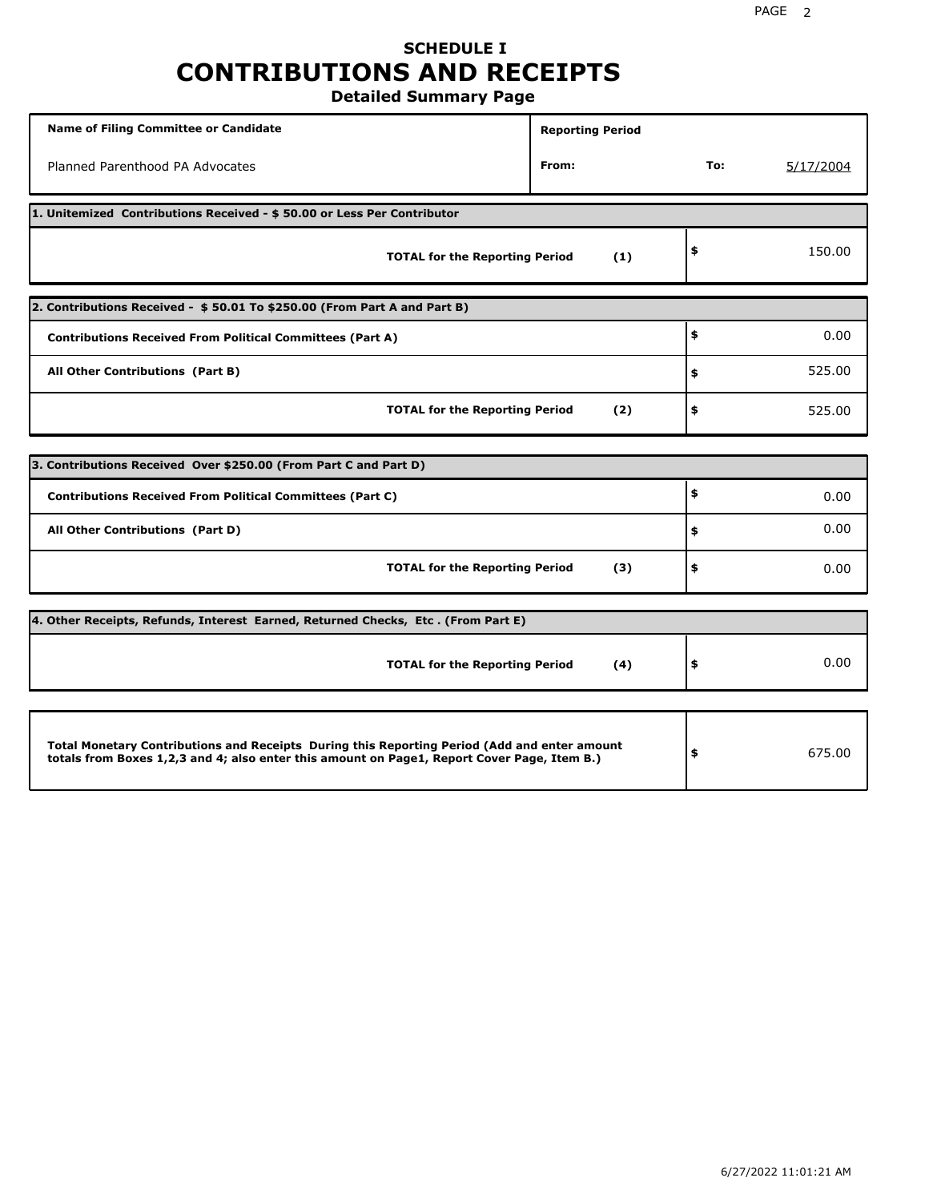# SCHEDULE I
# CONTRIBUTIONS AND RECEIPTS
## Detailed Summary Page

| Name of Filing Committee or Candidate | Reporting Period | |
|---|---|---|
| Planned Parenthood PA Advocates | From: | To: 5/17/2004 |

**1. Unitemized Contributions Received - $ 50.00 or Less Per Contributor**

| | | |
|---|---|---|
| **TOTAL for the Reporting Period** | **(1)** | $ 150.00 |

**2. Contributions Received - $ 50.01 To $250.00 (From Part A and Part B)**

| | | |
|---|---|---|
| **Contributions Received From Political Committees (Part A)** | | $ 0.00 |
| **All Other Contributions (Part B)** | | $ 525.00 |
| **TOTAL for the Reporting Period** | **(2)** | $ 525.00 |

**3. Contributions Received Over $250.00 (From Part C and Part D)**

| | | |
|---|---|---|
| **Contributions Received From Political Committees (Part C)** | | $ 0.00 |
| **All Other Contributions (Part D)** | | $ 0.00 |
| **TOTAL for the Reporting Period** | **(3)** | $ 0.00 |

**4. Other Receipts, Refunds, Interest Earned, Returned Checks, Etc . (From Part E)**

| | | |
|---|---|---|
| **TOTAL for the Reporting Period** | **(4)** | $ 0.00 |

| | |
|---|---|
| **Total Monetary Contributions and Receipts During this Reporting Period (Add and enter amount totals from Boxes 1,2,3 and 4; also enter this amount on Page1, Report Cover Page, Item B.)** | $ 675.00 |

6/27/2022 11:01:21 AM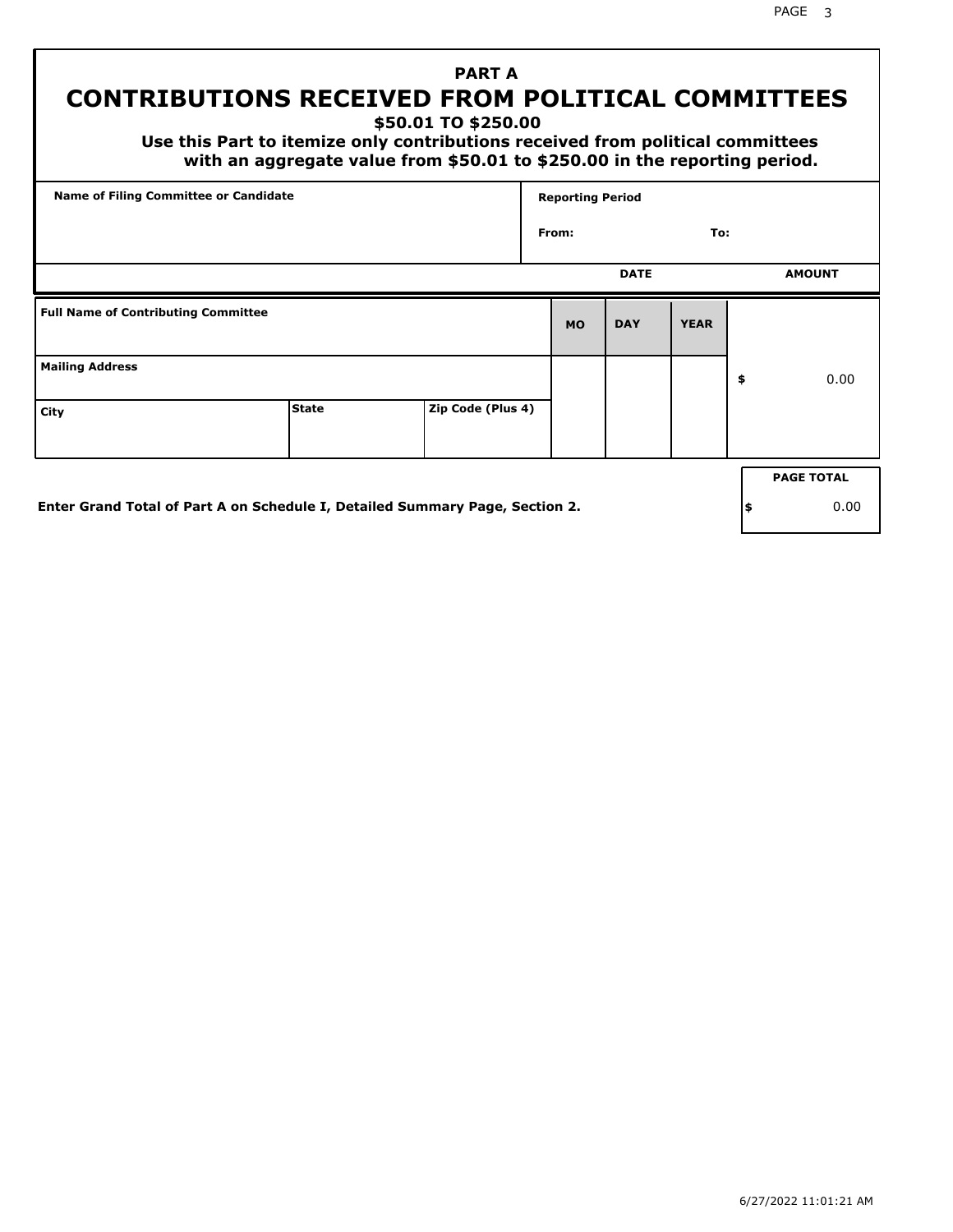# PART A
# CONTRIBUTIONS RECEIVED FROM POLITICAL COMMITTEES

**$50.01 TO $250.00**

**Use this Part to itemize only contributions received from political committees with an aggregate value from $50.01 to $250.00 in the reporting period.**

| Name of Filing Committee or Candidate | Reporting Period | |
|---|---|---|
| | From: | To: |

| Full Name of Contributing Committee | | | DATE MO | DATE DAY | DATE YEAR | AMOUNT |
|---|---|---|---|---|---|---|
| Mailing Address | | | | | | $ 0.00 |
| City | State | Zip Code (Plus 4) | | | | |

**Enter Grand Total of Part A on Schedule I, Detailed Summary Page, Section 2.**

| PAGE TOTAL |
|---|
| $ 0.00 |

6/27/2022 11:01:21 AM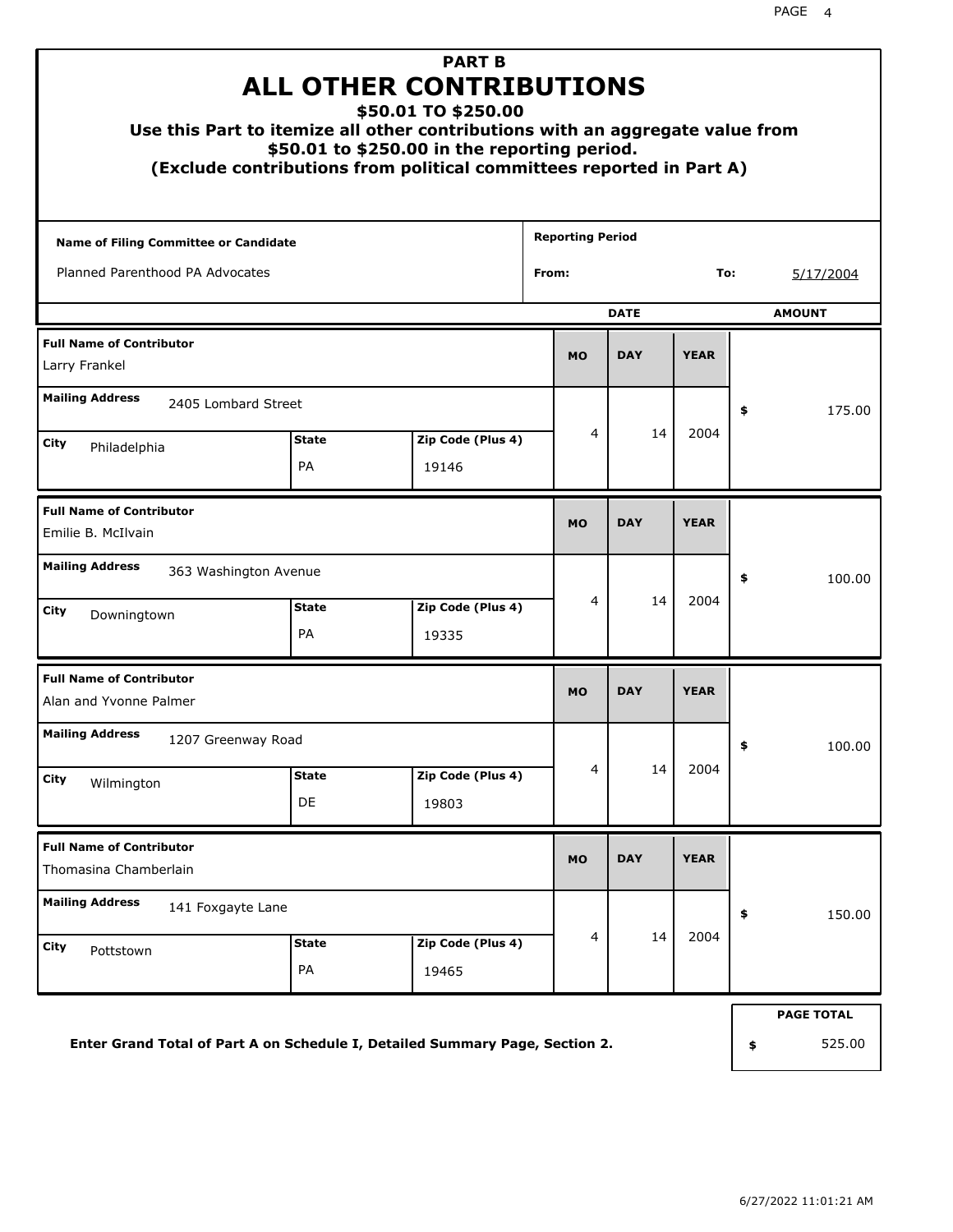# PART B
# ALL OTHER CONTRIBUTIONS
## $50.01 TO $250.00

**Use this Part to itemize all other contributions with an aggregate value from $50.01 to $250.00 in the reporting period.**
**(Exclude contributions from political committees reported in Part A)**

| Name of Filing Committee or Candidate | Reporting Period |
|---|---|
| Planned Parenthood PA Advocates | From: To: 5/17/2004 |

| Full Name of Contributor | Mailing Address | City | State | Zip Code (Plus 4) | MO | DAY | YEAR | AMOUNT |
|---|---|---|---|---|---|---|---|---|
| Larry Frankel | 2405 Lombard Street | Philadelphia | PA | 19146 | 4 | 14 | 2004 | $ 175.00 |
| Emilie B. McIlvain | 363 Washington Avenue | Downingtown | PA | 19335 | 4 | 14 | 2004 | $ 100.00 |
| Alan and Yvonne Palmer | 1207 Greenway Road | Wilmington | DE | 19803 | 4 | 14 | 2004 | $ 100.00 |
| Thomasina Chamberlain | 141 Foxgayte Lane | Pottstown | PA | 19465 | 4 | 14 | 2004 | $ 150.00 |

**Enter Grand Total of Part A on Schedule I, Detailed Summary Page, Section 2.**

| PAGE TOTAL |
|---|
| $ 525.00 |

6/27/2022 11:01:21 AM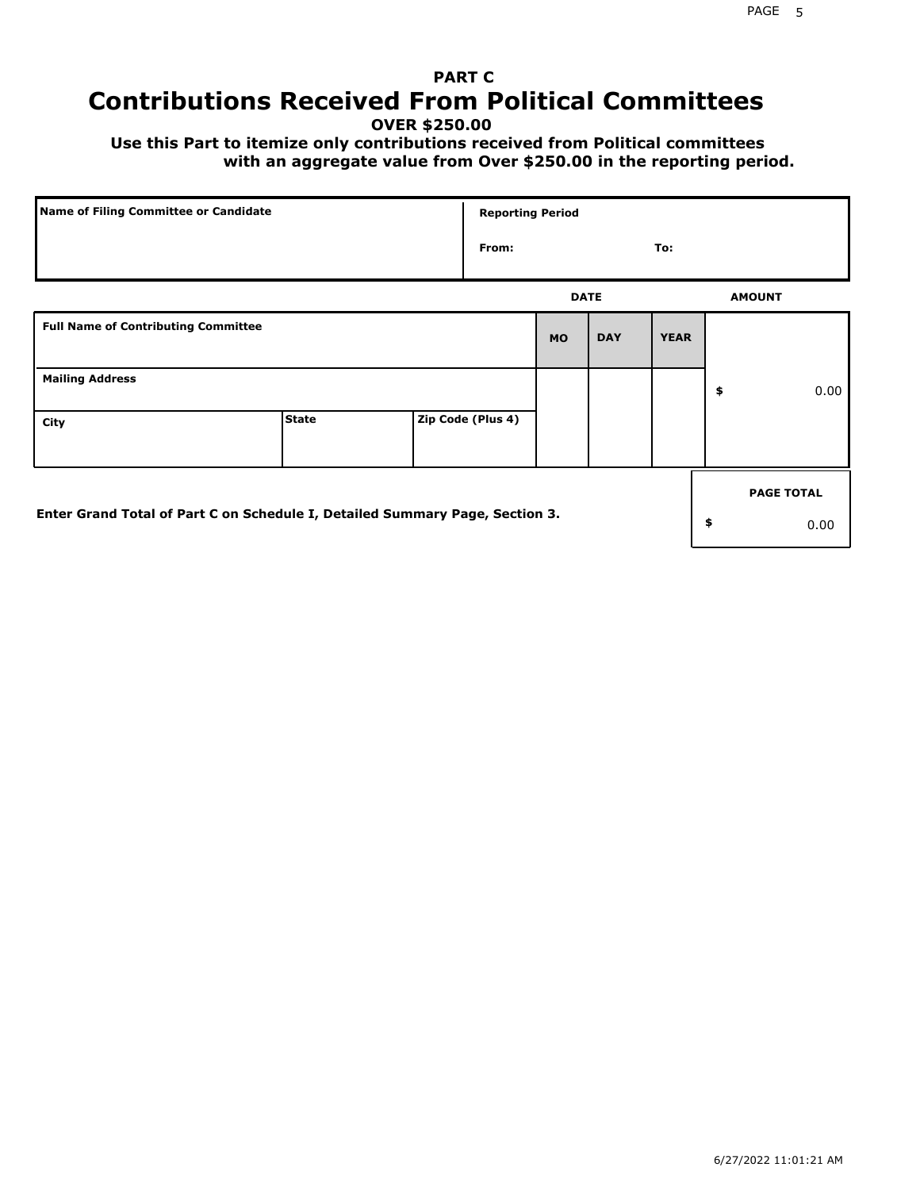# PART C

# Contributions Received From Political Committees

**OVER $250.00**

**Use this Part to itemize only contributions received from Political committees with an aggregate value from Over $250.00 in the reporting period.**

| Name of Filing Committee or Candidate | Reporting Period |
|---|---|
| | From: To: |

| Full Name of Contributing Committee | | | DATE MO | DATE DAY | DATE YEAR | AMOUNT |
|---|---|---|---|---|---|---|
| Mailing Address | | | | | | $ 0.00 |
| City | State | Zip Code (Plus 4) | | | | |

**Enter Grand Total of Part C on Schedule I, Detailed Summary Page, Section 3.**

| PAGE TOTAL |
|---|
| $ 0.00 |

6/27/2022 11:01:21 AM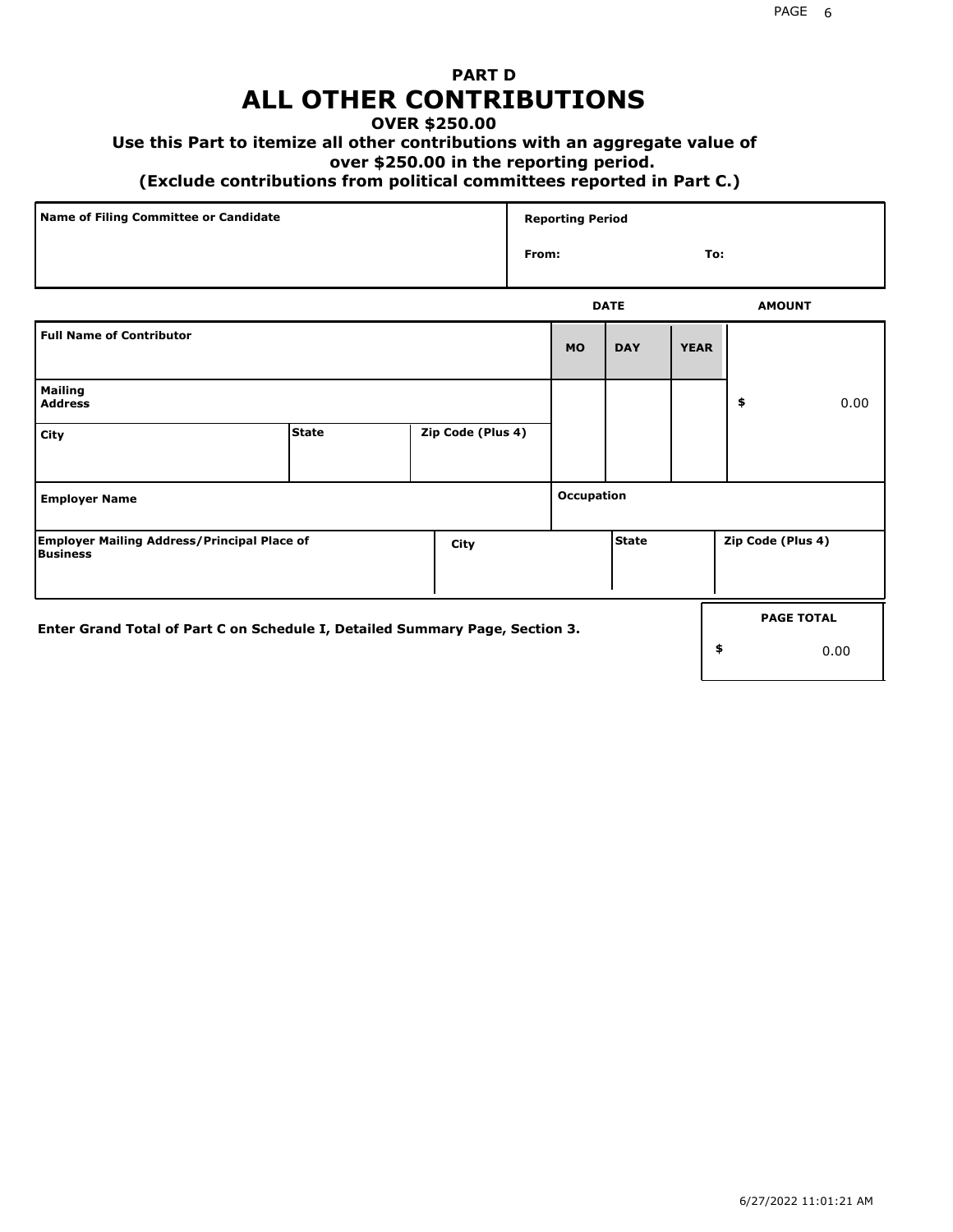# PART D
# ALL OTHER CONTRIBUTIONS

**OVER $250.00**

**Use this Part to itemize all other contributions with an aggregate value of over $250.00 in the reporting period.**

**(Exclude contributions from political committees reported in Part C.)**

| Name of Filing Committee or Candidate | Reporting Period |
|---|---|
| | From: To: |

| Full Name of Contributor | | | DATE MO | DAY | YEAR | AMOUNT |
|---|---|---|---|---|---|---|
| Mailing Address | | | | | | $ 0.00 |
| City | State | Zip Code (Plus 4) | | | | |
| Employer Name | | | Occupation | | | |
| Employer Mailing Address/Principal Place of Business | City | | State | | Zip Code (Plus 4) | |

**Enter Grand Total of Part C on Schedule I, Detailed Summary Page, Section 3.**

| PAGE TOTAL |
|---|
| $ 0.00 |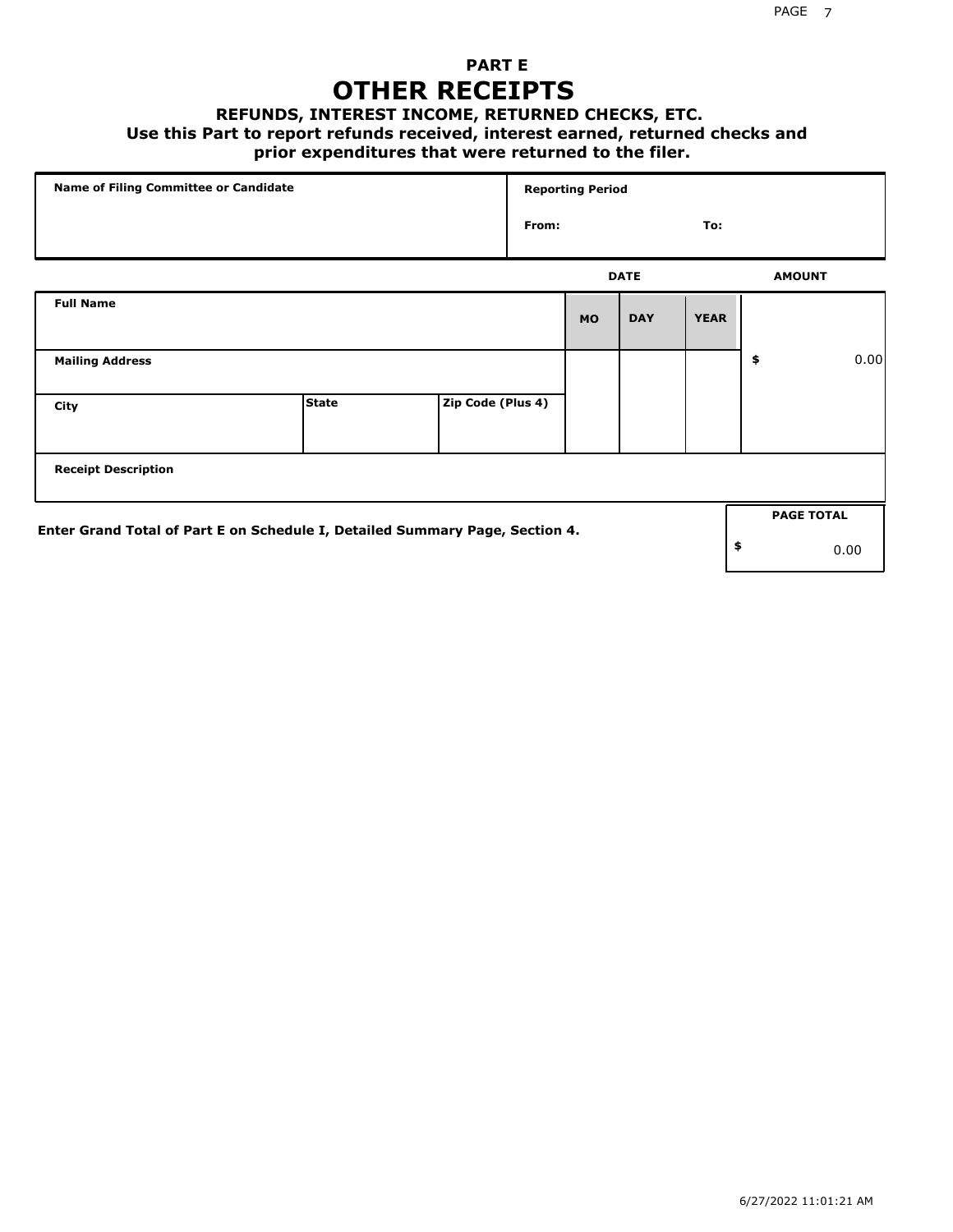# PART E

# OTHER RECEIPTS

### REFUNDS, INTEREST INCOME, RETURNED CHECKS, ETC.

### Use this Part to report refunds received, interest earned, returned checks and prior expenditures that were returned to the filer.

| Name of Filing Committee or Candidate | Reporting Period |
|---|---|
| | From: To: |

| Full Name | | | DATE MO | DAY | YEAR | AMOUNT |
|---|---|---|---|---|---|---|
| Mailing Address | | | | | | $ 0.00 |
| City | State | Zip Code (Plus 4) | | | | |
| Receipt Description | | | | | | |

**Enter Grand Total of Part E on Schedule I, Detailed Summary Page, Section 4.**

| PAGE TOTAL |
|---|
| $ 0.00 |

6/27/2022 11:01:21 AM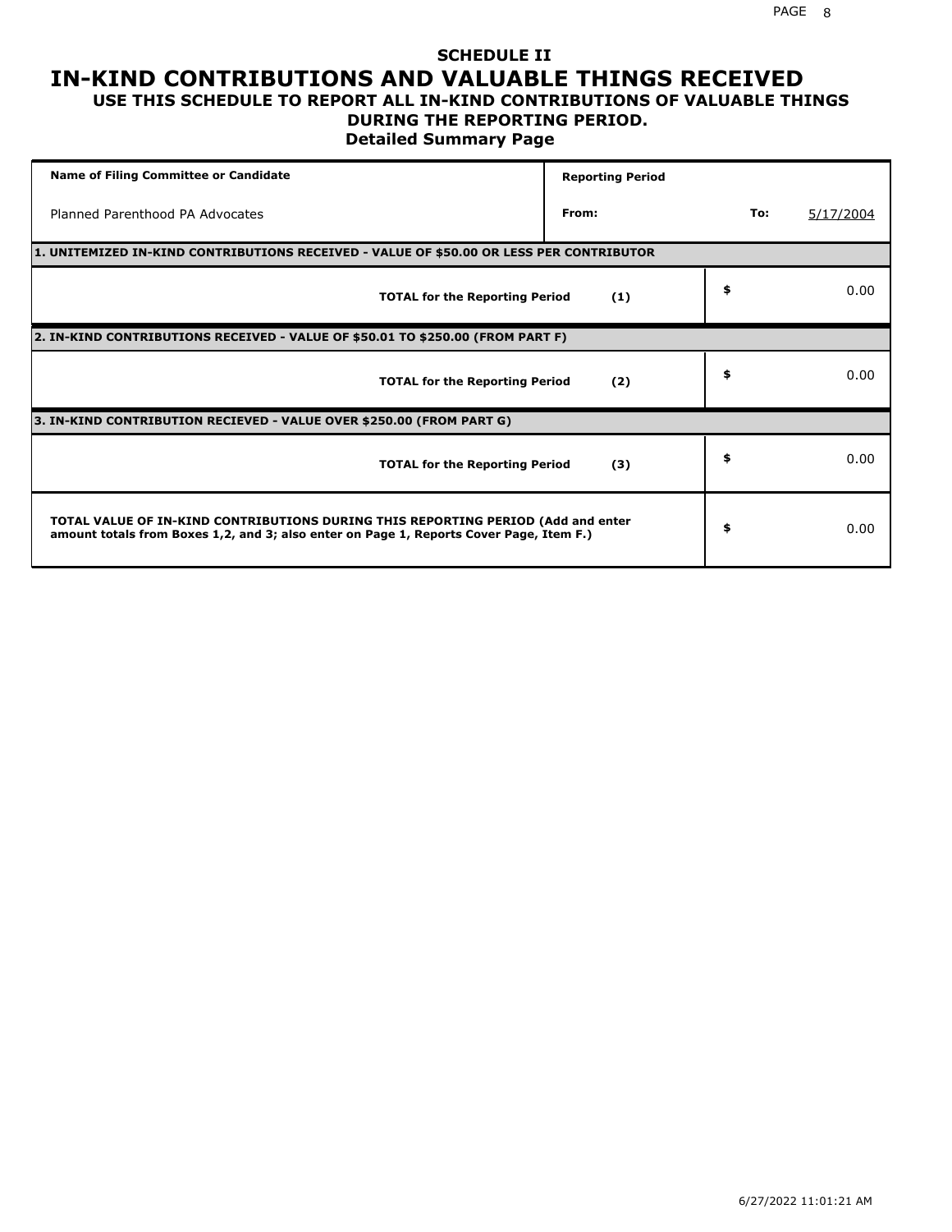# SCHEDULE II

# IN-KIND CONTRIBUTIONS AND VALUABLE THINGS RECEIVED

### USE THIS SCHEDULE TO REPORT ALL IN-KIND CONTRIBUTIONS OF VALUABLE THINGS DURING THE REPORTING PERIOD.

### Detailed Summary Page

| Name of Filing Committee or Candidate | Reporting Period | | |
|---|---|---|---|
| Planned Parenthood PA Advocates | From: | To: | 5/17/2004 |

| 1. UNITEMIZED IN-KIND CONTRIBUTIONS RECEIVED - VALUE OF $50.00 OR LESS PER CONTRIBUTOR | | |
|---|---|---|
| **TOTAL for the Reporting Period** | **(1)** | $ 0.00 |
| **2. IN-KIND CONTRIBUTIONS RECEIVED - VALUE OF $50.01 TO $250.00 (FROM PART F)** | | |
| **TOTAL for the Reporting Period** | **(2)** | $ 0.00 |
| **3. IN-KIND CONTRIBUTION RECIEVED - VALUE OVER $250.00 (FROM PART G)** | | |
| **TOTAL for the Reporting Period** | **(3)** | $ 0.00 |
| **TOTAL VALUE OF IN-KIND CONTRIBUTIONS DURING THIS REPORTING PERIOD (Add and enter amount totals from Boxes 1,2, and 3; also enter on Page 1, Reports Cover Page, Item F.)** | | $ 0.00 |

6/27/2022 11:01:21 AM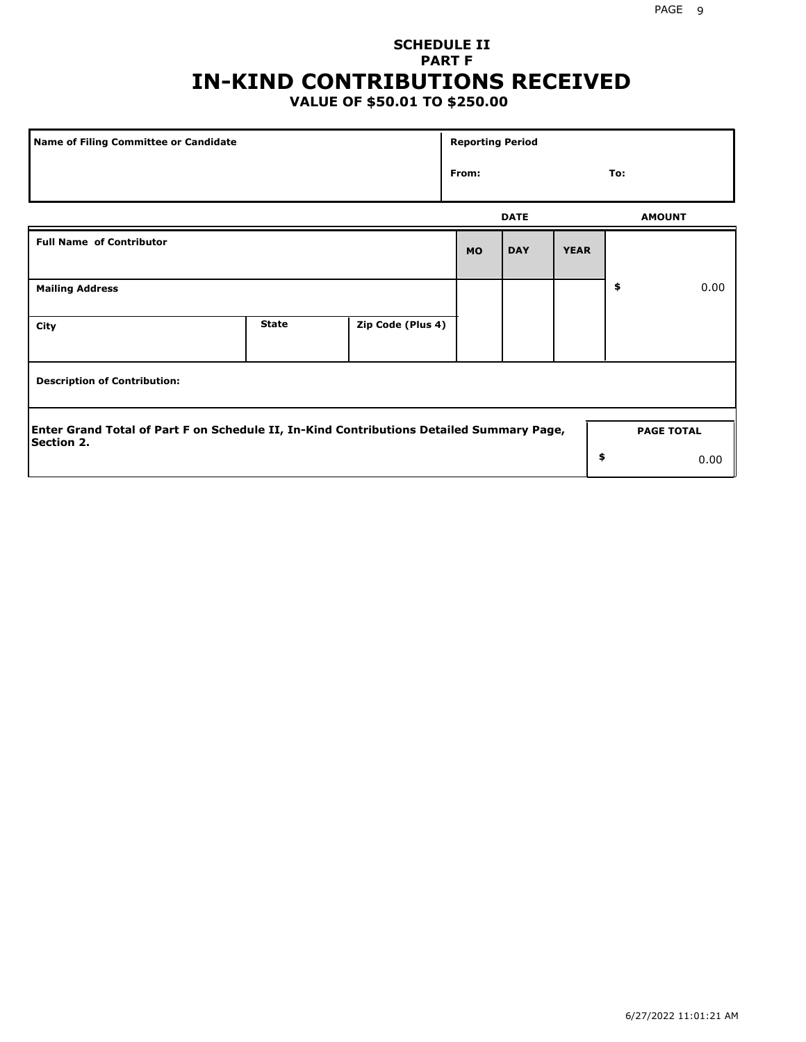## SCHEDULE II
## PART F
# IN-KIND CONTRIBUTIONS RECEIVED
### VALUE OF $50.01 TO $250.00

| Name of Filing Committee or Candidate | Reporting Period |
|---|---|
| | From: To: |

| Full Name of Contributor | | | DATE MO | DAY | YEAR | AMOUNT |
|---|---|---|---|---|---|---|
| Mailing Address | | | | | | $ 0.00 |
| City | State | Zip Code (Plus 4) | | | | |
| Description of Contribution: | | | | | | |

| Enter Grand Total of Part F on Schedule II, In-Kind Contributions Detailed Summary Page, Section 2. | PAGE TOTAL |
|---|---|
| | $ 0.00 |

6/27/2022 11:01:21 AM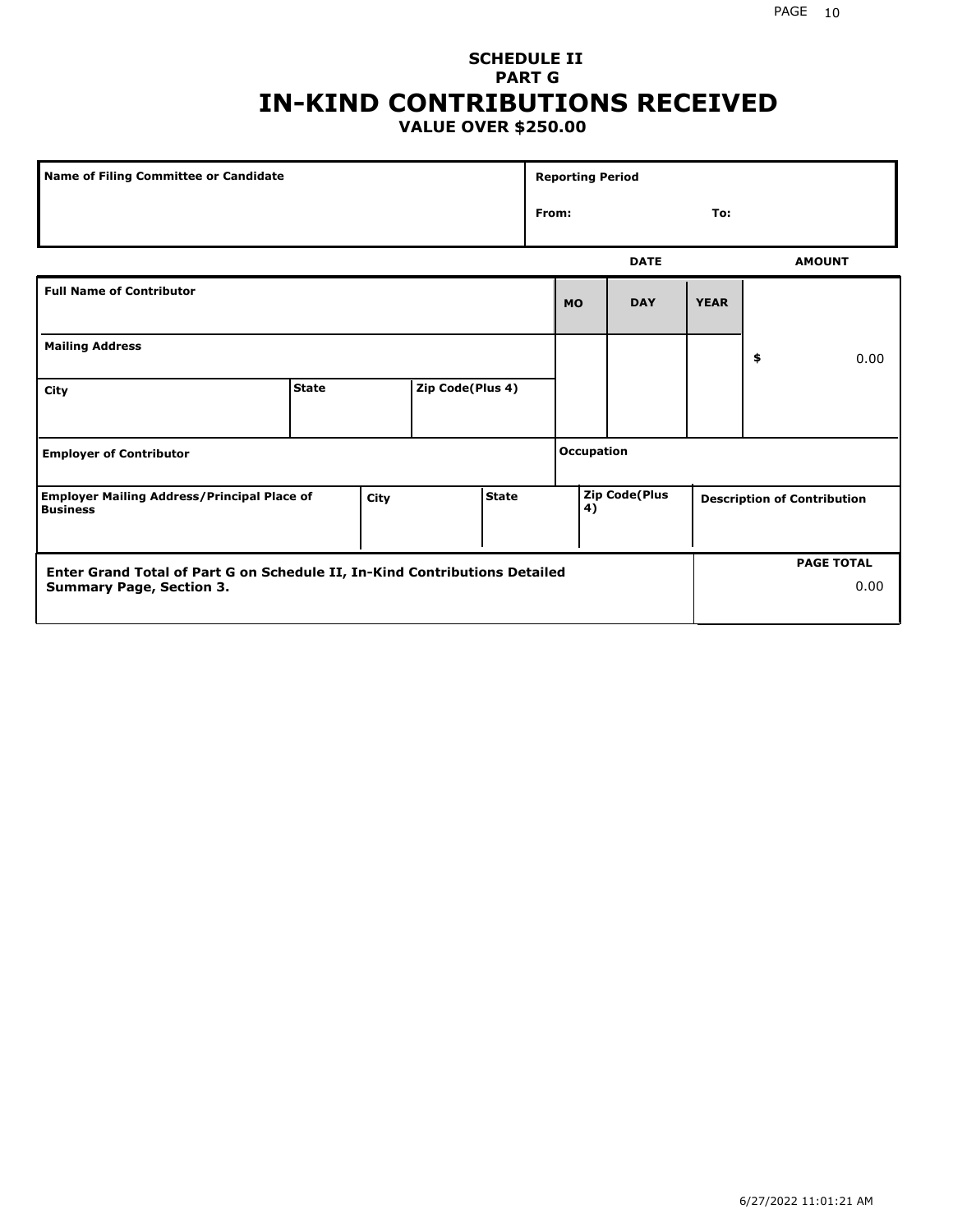## SCHEDULE II
## PART G
# IN-KIND CONTRIBUTIONS RECEIVED
### VALUE OVER $250.00

| Name of Filing Committee or Candidate | Reporting Period |
|---|---|
| | From: To: |

| Full Name of Contributor | | | DATE MO | DAY | YEAR | AMOUNT |
|---|---|---|---|---|---|---|
| Mailing Address | | | | | | $ 0.00 |
| City | State | Zip Code(Plus 4) | | | | |
| Employer of Contributor | | | Occupation | | | |

| Employer Mailing Address/Principal Place of Business | City | State | Zip Code(Plus 4) | Description of Contribution |
|---|---|---|---|---|
| | | | | |

| Enter Grand Total of Part G on Schedule II, In-Kind Contributions Detailed Summary Page, Section 3. | PAGE TOTAL |
|---|---|
| | 0.00 |

6/27/2022 11:01:21 AM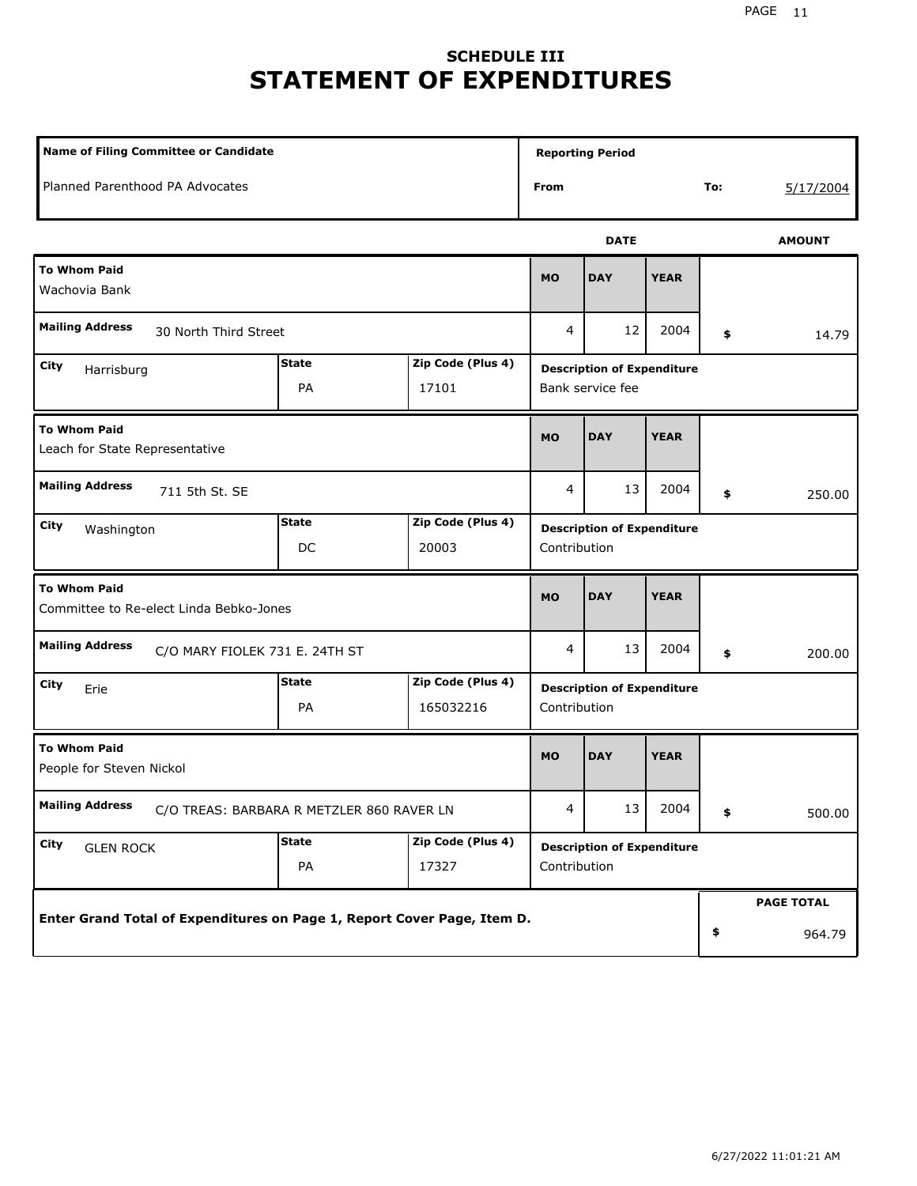# SCHEDULE III
# STATEMENT OF EXPENDITURES

| Name of Filing Committee or Candidate | Reporting Period | | |
|---|---|---|---|
| Planned Parenthood PA Advocates | From | To: | 5/17/2004 |

| To Whom Paid | Mailing Address | City | State | Zip Code (Plus 4) | MO | DAY | YEAR | AMOUNT | Description of Expenditure |
|---|---|---|---|---|---|---|---|---|---|
| Wachovia Bank | 30 North Third Street | Harrisburg | PA | 17101 | 4 | 12 | 2004 | $ 14.79 | Bank service fee |
| Leach for State Representative | 711 5th St. SE | Washington | DC | 20003 | 4 | 13 | 2004 | $ 250.00 | Contribution |
| Committee to Re-elect Linda Bebko-Jones | C/O MARY FIOLEK 731 E. 24TH ST | Erie | PA | 165032216 | 4 | 13 | 2004 | $ 200.00 | Contribution |
| People for Steven Nickol | C/O TREAS: BARBARA R METZLER 860 RAVER LN | GLEN ROCK | PA | 17327 | 4 | 13 | 2004 | $ 500.00 | Contribution |

Enter Grand Total of Expenditures on Page 1, Report Cover Page, Item D.

**PAGE TOTAL** $ 964.79

6/27/2022 11:01:21 AM